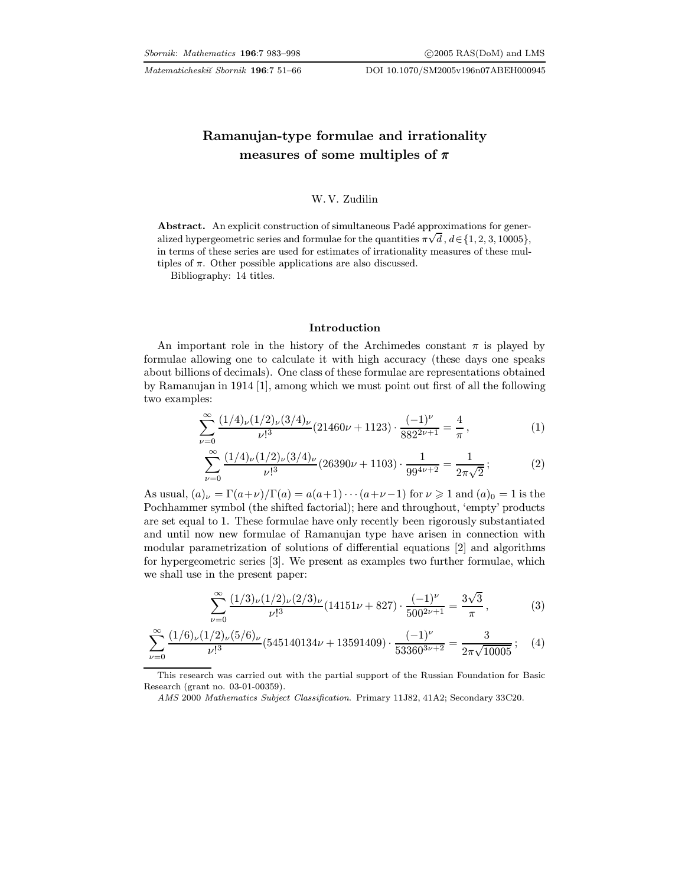# Ramanujan-type formulae and irrationality measures of some multiples of $\pi$

W. V. Zudilin

**Abstract.** An explicit construction of simultaneous Padé approximations for generalized hypergeometric series and formulae for the quantities $\pi\sqrt{d}$, $d \in \{1, 2, 3, 10005\}$, in terms of these series are used for estimates of irrationality measures of these multiples of $\pi$. Other possible applications are also discussed.

Bibliography: 14 titles.

## Introduction

An important role in the history of the Archimedes constant $\pi$ is played by formulae allowing one to calculate it with high accuracy (these days one speaks about billions of decimals). One class of these formulae are representations obtained by Ramanujan in 1914 [1], among which we must point out first of all the following two examples:

$$\sum_{\nu=0}^{\infty} \frac{(1/4)_\nu (1/2)_\nu (3/4)_\nu}{\nu!^3} (21460\nu + 1123) \cdot \frac{(-1)^\nu}{882^{2\nu+1}} = \frac{4}{\pi}, \tag{1}$$

$$\sum_{\nu=0}^{\infty} \frac{(1/4)_\nu (1/2)_\nu (3/4)_\nu}{\nu!^3} (26390\nu + 1103) \cdot \frac{1}{99^{4\nu+2}} = \frac{1}{2\pi\sqrt{2}}; \tag{2}$$

As usual, $(a)_\nu = \Gamma(a+\nu)/\Gamma(a) = a(a+1)\cdots(a+\nu-1)$ for $\nu \geqslant 1$ and $(a)_0 = 1$ is the Pochhammer symbol (the shifted factorial); here and throughout, 'empty' products are set equal to 1. These formulae have only recently been rigorously substantiated and until now new formulae of Ramanujan type have arisen in connection with modular parametrization of solutions of differential equations [2] and algorithms for hypergeometric series [3]. We present as examples two further formulae, which we shall use in the present paper:

$$\sum_{\nu=0}^{\infty} \frac{(1/3)_\nu (1/2)_\nu (2/3)_\nu}{\nu!^3} (14151\nu + 827) \cdot \frac{(-1)^\nu}{500^{2\nu+1}} = \frac{3\sqrt{3}}{\pi}, \tag{3}$$

$$\sum_{\nu=0}^{\infty} \frac{(1/6)_\nu (1/2)_\nu (5/6)_\nu}{\nu!^3} (545140134\nu + 13591409) \cdot \frac{(-1)^\nu}{53360^{3\nu+2}} = \frac{3}{2\pi\sqrt{10005}}; \tag{4}$$

---

This research was carried out with the partial support of the Russian Foundation for Basic Research (grant no. 03-01-00359).

*AMS* 2000 *Mathematics Subject Classification*. Primary 11J82, 41A2; Secondary 33C20.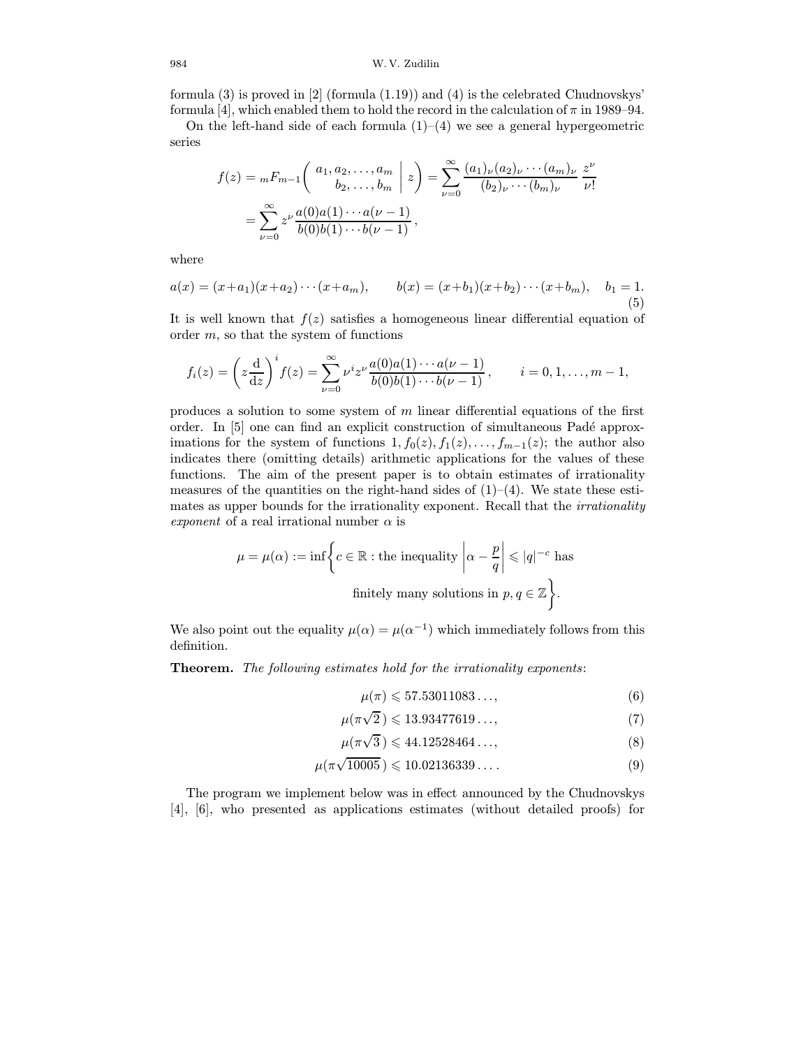formula (3) is proved in [2] (formula (1.19)) and (4) is the celebrated Chudnovskys' formula [4], which enabled them to hold the record in the calculation of $\pi$ in 1989–94.

On the left-hand side of each formula (1)–(4) we see a general hypergeometric series

$$
\begin{aligned}
f(z) = {}_mF_{m-1}\left( \begin{matrix} a_1, a_2, \dots, a_m \\ b_2, \dots, b_m \end{matrix} \,\middle|\, z \right) &= \sum_{\nu=0}^{\infty} \frac{(a_1)_\nu (a_2)_\nu \cdots (a_m)_\nu}{(b_2)_\nu \cdots (b_m)_\nu} \frac{z^\nu}{\nu!} \\
&= \sum_{\nu=0}^{\infty} z^\nu \frac{a(0)a(1)\cdots a(\nu-1)}{b(0)b(1)\cdots b(\nu-1)},
\end{aligned}
$$

where

$$
a(x) = (x+a_1)(x+a_2)\cdots(x+a_m), \qquad b(x) = (x+b_1)(x+b_2)\cdots(x+b_m), \quad b_1 = 1. \tag{5}
$$

It is well known that $f(z)$ satisfies a homogeneous linear differential equation of order $m$, so that the system of functions

$$
f_i(z) = \left( z\frac{\mathrm{d}}{\mathrm{d}z} \right)^i f(z) = \sum_{\nu=0}^{\infty} \nu^i z^\nu \frac{a(0)a(1)\cdots a(\nu-1)}{b(0)b(1)\cdots b(\nu-1)}, \qquad i = 0, 1, \dots, m-1,
$$

produces a solution to some system of $m$ linear differential equations of the first order. In [5] one can find an explicit construction of simultaneous Padé approximations for the system of functions $1, f_0(z), f_1(z), \dots, f_{m-1}(z)$; the author also indicates there (omitting details) arithmetic applications for the values of these functions. The aim of the present paper is to obtain estimates of irrationality measures of the quantities on the right-hand sides of (1)–(4). We state these estimates as upper bounds for the irrationality exponent. Recall that the *irrationality exponent* of a real irrational number $\alpha$ is

$$
\mu = \mu(\alpha) := \inf\left\{ c \in \mathbb{R} : \text{the inequality } \left| \alpha - \frac{p}{q} \right| \leqslant |q|^{-c} \text{ has finitely many solutions in } p, q \in \mathbb{Z} \right\}.
$$

We also point out the equality $\mu(\alpha) = \mu(\alpha^{-1})$ which immediately follows from this definition.

**Theorem.** *The following estimates hold for the irrationality exponents*:

$$
\mu(\pi) \leqslant 57.53011083\dots, \tag{6}
$$

$$
\mu(\pi\sqrt{2}) \leqslant 13.93477619\dots, \tag{7}
$$

$$
\mu(\pi\sqrt{3}) \leqslant 44.12528464\dots, \tag{8}
$$

$$
\mu(\pi\sqrt{10005}) \leqslant 10.02136339\dots. \tag{9}
$$

The program we implement below was in effect announced by the Chudnovskys [4], [6], who presented as applications estimates (without detailed proofs) for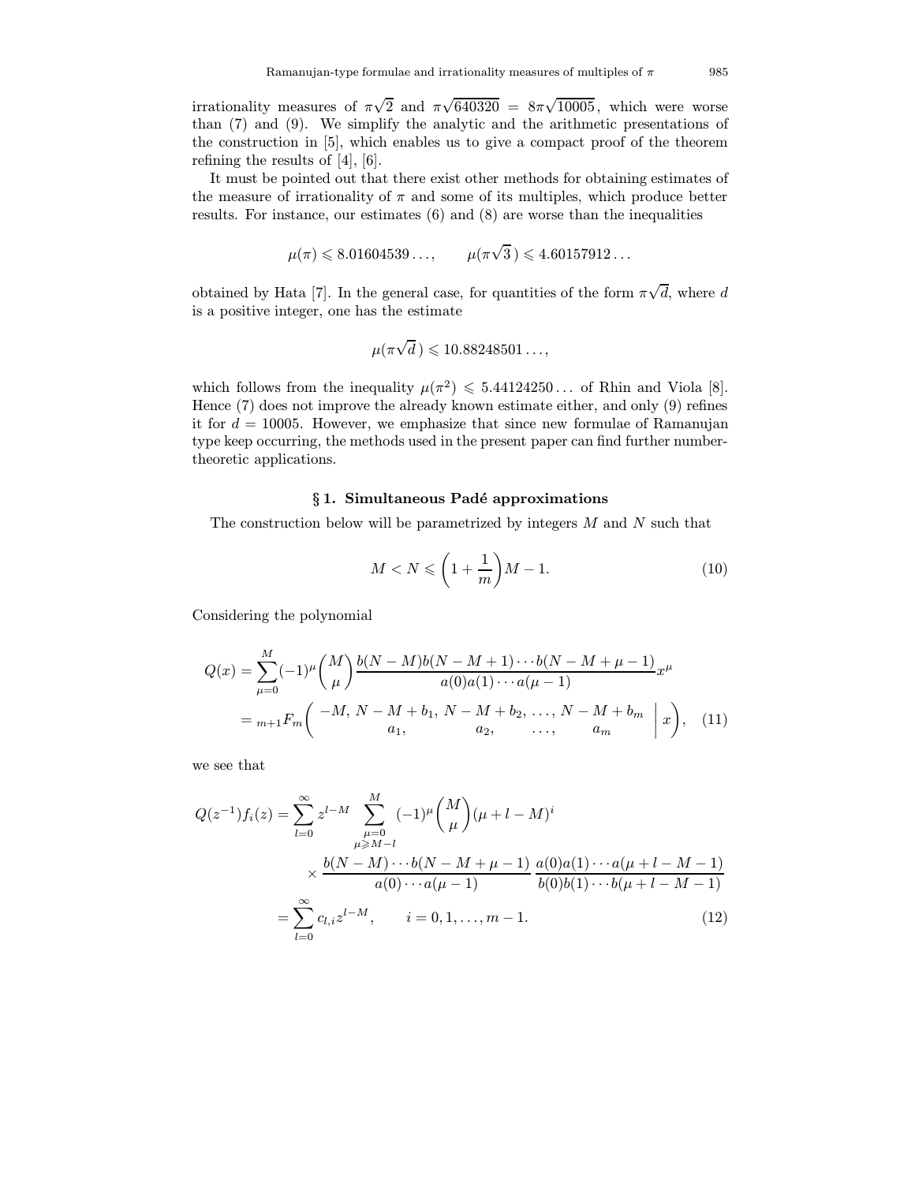irrationality measures of $\pi\sqrt{2}$ and $\pi\sqrt{640320} = 8\pi\sqrt{10005}$, which were worse than (7) and (9). We simplify the analytic and the arithmetic presentations of the construction in [5], which enables us to give a compact proof of the theorem refining the results of [4], [6].

It must be pointed out that there exist other methods for obtaining estimates of the measure of irrationality of $\pi$ and some of its multiples, which produce better results. For instance, our estimates (6) and (8) are worse than the inequalities

$$\mu(\pi) \leqslant 8.01604539\ldots, \qquad \mu(\pi\sqrt{3}\,) \leqslant 4.60157912\ldots$$

obtained by Hata [7]. In the general case, for quantities of the form $\pi\sqrt{d}$, where $d$ is a positive integer, one has the estimate

$$\mu(\pi\sqrt{d}\,) \leqslant 10.88248501\ldots,$$

which follows from the inequality $\mu(\pi^2) \leqslant 5.44124250\ldots$ of Rhin and Viola [8]. Hence (7) does not improve the already known estimate either, and only (9) refines it for $d = 10005$. However, we emphasize that since new formulae of Ramanujan type keep occurring, the methods used in the present paper can find further number-theoretic applications.

## § 1. Simultaneous Padé approximations

The construction below will be parametrized by integers $M$ and $N$ such that

$$M < N \leqslant \left(1 + \frac{1}{m}\right)M - 1. \tag{10}$$

Considering the polynomial

$$\begin{aligned} Q(x) &= \sum_{\mu=0}^{M} (-1)^{\mu} \binom{M}{\mu} \frac{b(N-M)b(N-M+1)\cdots b(N-M+\mu-1)}{a(0)a(1)\cdots a(\mu-1)} x^{\mu} \\ &= {}_{m+1}F_m\left( \begin{matrix} -M,\ N-M+b_1,\ N-M+b_2,\ \ldots,\ N-M+b_m \\ a_1,\qquad a_2,\qquad \ldots,\qquad a_m \end{matrix} \,\middle|\, x \right), \end{aligned} \tag{11}$$

we see that

$$\begin{aligned} Q(z^{-1})f_i(z) &= \sum_{l=0}^{\infty} z^{l-M} \sum_{\substack{\mu=0 \\ \mu\geqslant M-l}}^{M} (-1)^{\mu}\binom{M}{\mu}(\mu+l-M)^i \\ &\qquad \times \frac{b(N-M)\cdots b(N-M+\mu-1)}{a(0)\cdots a(\mu-1)}\,\frac{a(0)a(1)\cdots a(\mu+l-M-1)}{b(0)b(1)\cdots b(\mu+l-M-1)} \\ &= \sum_{l=0}^{\infty} c_{l,i} z^{l-M}, \qquad i = 0, 1, \ldots, m-1. \end{aligned} \tag{12}$$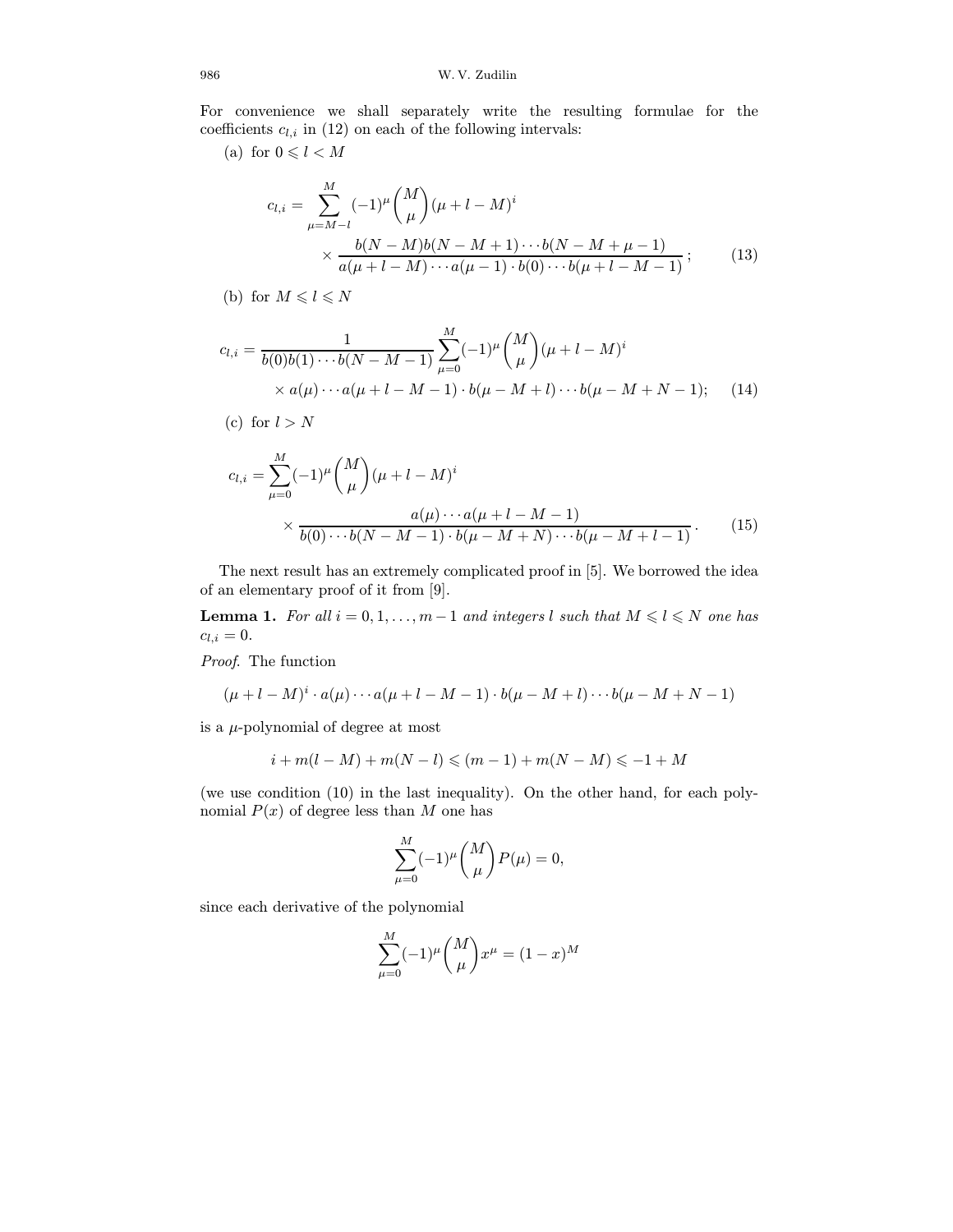For convenience we shall separately write the resulting formulae for the coefficients $c_{l,i}$ in (12) on each of the following intervals:

(a) for $0 \leqslant l < M$

$$c_{l,i} = \sum_{\mu=M-l}^{M} (-1)^\mu \binom{M}{\mu} (\mu + l - M)^i \\ \times \frac{b(N-M)b(N-M+1)\cdots b(N-M+\mu-1)}{a(\mu+l-M)\cdots a(\mu-1)\cdot b(0)\cdots b(\mu+l-M-1)}\,; \tag{13}$$

(b) for $M \leqslant l \leqslant N$

$$c_{l,i} = \frac{1}{b(0)b(1)\cdots b(N-M-1)} \sum_{\mu=0}^{M} (-1)^\mu \binom{M}{\mu} (\mu + l - M)^i \\ \times a(\mu)\cdots a(\mu+l-M-1)\cdot b(\mu-M+l)\cdots b(\mu-M+N-1); \tag{14}$$

(c) for $l > N$

$$c_{l,i} = \sum_{\mu=0}^{M} (-1)^\mu \binom{M}{\mu} (\mu + l - M)^i \\ \times \frac{a(\mu)\cdots a(\mu+l-M-1)}{b(0)\cdots b(N-M-1)\cdot b(\mu-M+N)\cdots b(\mu-M+l-1)}\,. \tag{15}$$

The next result has an extremely complicated proof in [5]. We borrowed the idea of an elementary proof of it from [9].

**Lemma 1.** *For all $i = 0, 1, \dots, m-1$ and integers $l$ such that $M \leqslant l \leqslant N$ one has $c_{l,i} = 0$.*

*Proof.* The function

$$(\mu + l - M)^i \cdot a(\mu)\cdots a(\mu+l-M-1)\cdot b(\mu-M+l)\cdots b(\mu-M+N-1)$$

is a $\mu$-polynomial of degree at most

$$i + m(l-M) + m(N-l) \leqslant (m-1) + m(N-M) \leqslant -1 + M$$

(we use condition (10) in the last inequality). On the other hand, for each polynomial $P(x)$ of degree less than $M$ one has

$$\sum_{\mu=0}^{M} (-1)^\mu \binom{M}{\mu} P(\mu) = 0,$$

since each derivative of the polynomial

$$\sum_{\mu=0}^{M} (-1)^\mu \binom{M}{\mu} x^\mu = (1-x)^M$$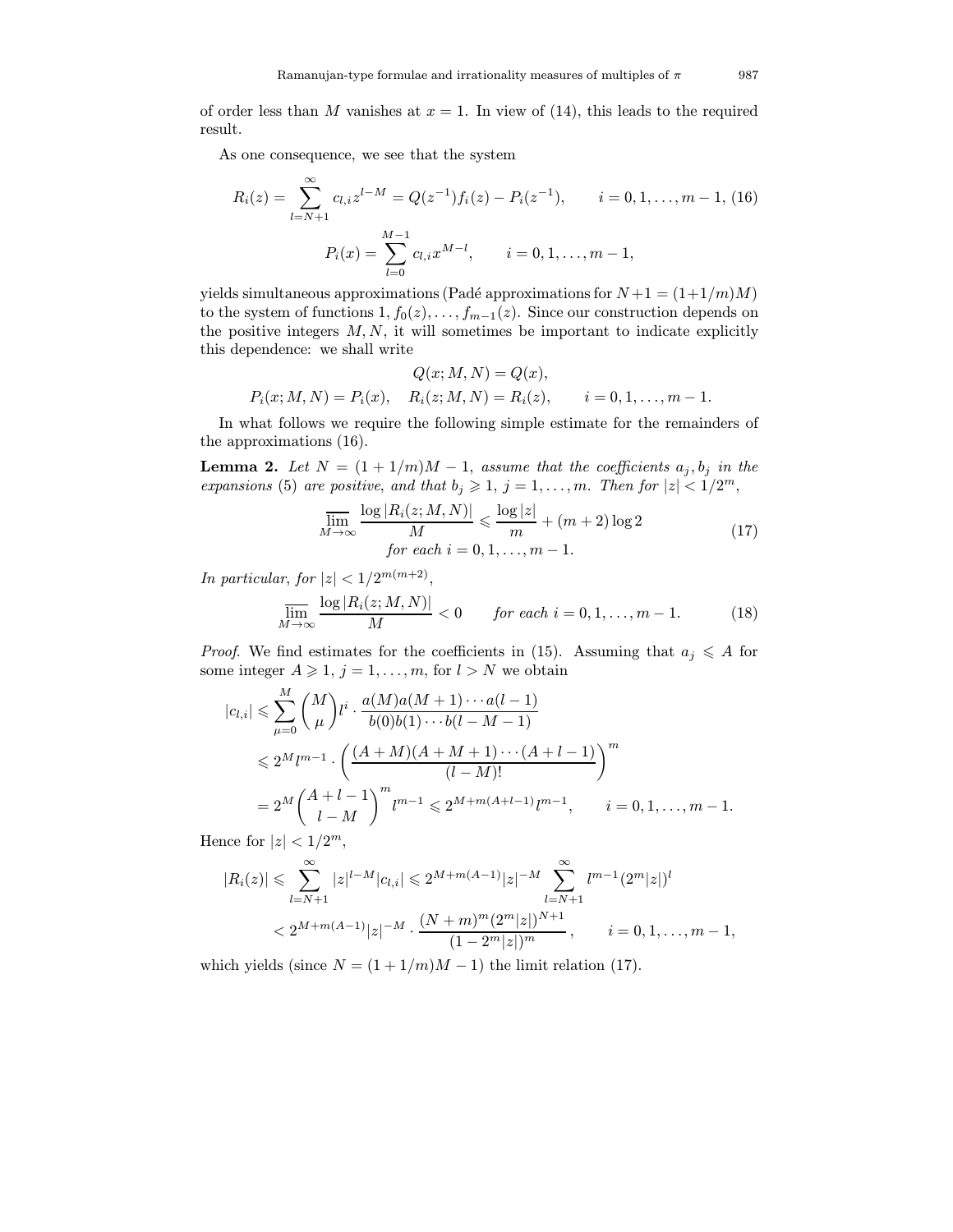of order less than $M$ vanishes at $x = 1$. In view of (14), this leads to the required result.

As one consequence, we see that the system

$$R_i(z) = \sum_{l=N+1}^{\infty} c_{l,i} z^{l-M} = Q(z^{-1}) f_i(z) - P_i(z^{-1}), \qquad i = 0, 1, \dots, m-1, \quad (16)$$

$$P_i(x) = \sum_{l=0}^{M-1} c_{l,i} x^{M-l}, \qquad i = 0, 1, \dots, m-1,$$

yields simultaneous approximations (Padé approximations for $N+1 = (1+1/m)M$) to the system of functions $1, f_0(z), \dots, f_{m-1}(z)$. Since our construction depends on the positive integers $M, N$, it will sometimes be important to indicate explicitly this dependence: we shall write

$$Q(x; M, N) = Q(x),$$

$$P_i(x; M, N) = P_i(x), \quad R_i(z; M, N) = R_i(z), \qquad i = 0, 1, \dots, m-1.$$

In what follows we require the following simple estimate for the remainders of the approximations (16).

**Lemma 2.** *Let $N = (1 + 1/m)M - 1$, assume that the coefficients $a_j, b_j$ in the expansions* (5) *are positive, and that $b_j \geqslant 1$, $j = 1, \dots, m$. Then for $|z| < 1/2^m$,*

$$\varlimsup_{M \to \infty} \frac{\log |R_i(z; M, N)|}{M} \leqslant \frac{\log |z|}{m} + (m+2) \log 2 \qquad (17)$$
$$\text{for each } i = 0, 1, \dots, m-1.$$

*In particular, for $|z| < 1/2^{m(m+2)}$,*

$$\varlimsup_{M \to \infty} \frac{\log |R_i(z; M, N)|}{M} < 0 \qquad \text{for each } i = 0, 1, \dots, m-1. \qquad (18)$$

*Proof.* We find estimates for the coefficients in (15). Assuming that $a_j \leqslant A$ for some integer $A \geqslant 1$, $j = 1, \dots, m$, for $l > N$ we obtain

$$\begin{aligned}
|c_{l,i}| &\leqslant \sum_{\mu=0}^{M} \binom{M}{\mu} l^i \cdot \frac{a(M)a(M+1)\cdots a(l-1)}{b(0)b(1)\cdots b(l-M-1)} \\
&\leqslant 2^M l^{m-1} \cdot \left( \frac{(A+M)(A+M+1)\cdots(A+l-1)}{(l-M)!} \right)^m \\
&= 2^M \binom{A+l-1}{l-M}^m l^{m-1} \leqslant 2^{M+m(A+l-1)} l^{m-1}, \qquad i = 0, 1, \dots, m-1.
\end{aligned}$$

Hence for $|z| < 1/2^m$,

$$\begin{aligned}
|R_i(z)| &\leqslant \sum_{l=N+1}^{\infty} |z|^{l-M} |c_{l,i}| \leqslant 2^{M+m(A-1)} |z|^{-M} \sum_{l=N+1}^{\infty} l^{m-1} (2^m |z|)^l \\
&< 2^{M+m(A-1)} |z|^{-M} \cdot \frac{(N+m)^m (2^m |z|)^{N+1}}{(1 - 2^m |z|)^m}, \qquad i = 0, 1, \dots, m-1,
\end{aligned}$$

which yields (since $N = (1 + 1/m)M - 1$) the limit relation (17).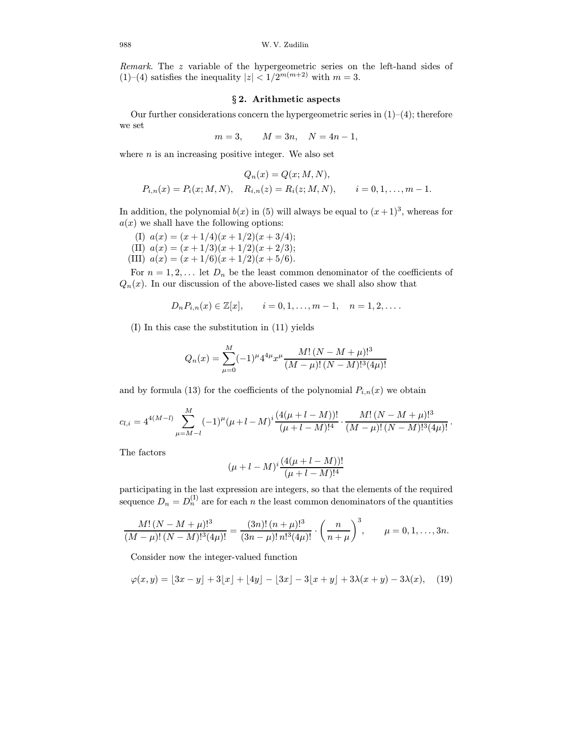*Remark*. The $z$ variable of the hypergeometric series on the left-hand sides of (1)–(4) satisfies the inequality $|z| < 1/2^{m(m+2)}$ with $m = 3$.

## § 2. Arithmetic aspects

Our further considerations concern the hypergeometric series in (1)–(4); therefore we set

$$m = 3, \qquad M = 3n, \quad N = 4n - 1,$$

where $n$ is an increasing positive integer. We also set

$$Q_n(x) = Q(x; M, N),$$
$$P_{i,n}(x) = P_i(x; M, N), \quad R_{i,n}(z) = R_i(z; M, N), \qquad i = 0, 1, \dots, m-1.$$

In addition, the polynomial $b(x)$ in (5) will always be equal to $(x+1)^3$, whereas for $a(x)$ we shall have the following options:

(I) $a(x) = (x + 1/4)(x + 1/2)(x + 3/4)$;
(II) $a(x) = (x + 1/3)(x + 1/2)(x + 2/3)$;
(III) $a(x) = (x + 1/6)(x + 1/2)(x + 5/6)$.

For $n = 1, 2, \dots$ let $D_n$ be the least common denominator of the coefficients of $Q_n(x)$. In our discussion of the above-listed cases we shall also show that

$$D_n P_{i,n}(x) \in \mathbb{Z}[x], \qquad i = 0, 1, \dots, m-1, \quad n = 1, 2, \dots.$$

(I) In this case the substitution in (11) yields

$$Q_n(x) = \sum_{\mu=0}^{M} (-1)^\mu 4^{4\mu} x^\mu \frac{M!\,(N-M+\mu)!^3}{(M-\mu)!\,(N-M)!^3 (4\mu)!}$$

and by formula (13) for the coefficients of the polynomial $P_{i,n}(x)$ we obtain

$$c_{l,i} = 4^{4(M-l)} \sum_{\mu=M-l}^{M} (-1)^\mu (\mu + l - M)^i \frac{(4(\mu+l-M))!}{(\mu+l-M)!^4} \cdot \frac{M!\,(N-M+\mu)!^3}{(M-\mu)!\,(N-M)!^3 (4\mu)!}.$$

The factors

$$(\mu + l - M)^i \frac{(4(\mu+l-M))!}{(\mu+l-M)!^4}$$

participating in the last expression are integers, so that the elements of the required sequence $D_n = D_n^{(\mathrm{I})}$ are for each $n$ the least common denominators of the quantities

$$\frac{M!\,(N-M+\mu)!^3}{(M-\mu)!\,(N-M)!^3 (4\mu)!} = \frac{(3n)!\,(n+\mu)!^3}{(3n-\mu)!\,n!^3 (4\mu)!} \cdot \left(\frac{n}{n+\mu}\right)^3, \qquad \mu = 0, 1, \dots, 3n.$$

Consider now the integer-valued function

$$\varphi(x,y) = \lfloor 3x - y \rfloor + 3\lfloor x \rfloor + \lfloor 4y \rfloor - \lfloor 3x \rfloor - 3\lfloor x + y \rfloor + 3\lambda(x+y) - 3\lambda(x), \tag{19}$$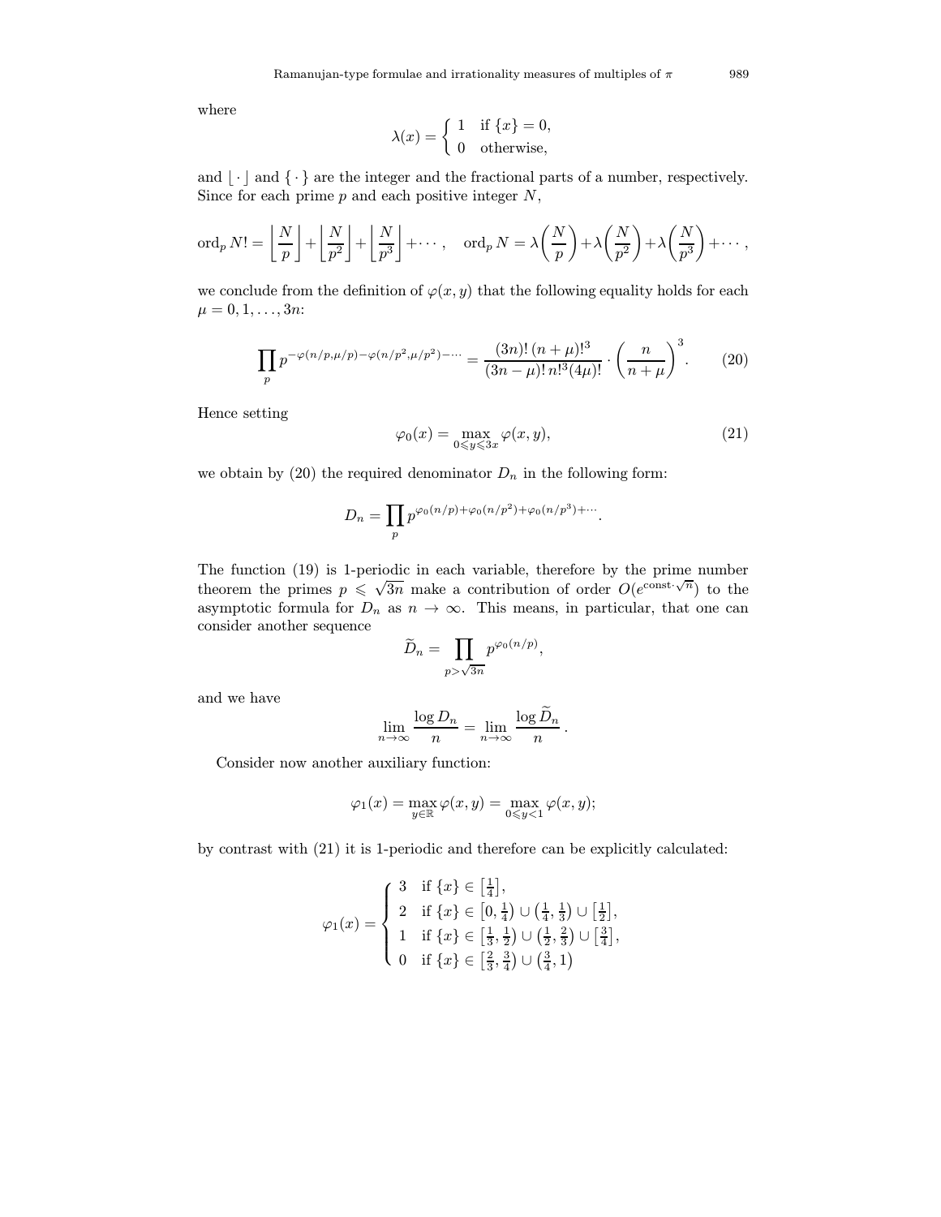where

$$\lambda(x) = \begin{cases} 1 & \text{if } \{x\} = 0, \\ 0 & \text{otherwise,} \end{cases}$$

and $\lfloor \cdot \rfloor$ and $\{ \cdot \}$ are the integer and the fractional parts of a number, respectively. Since for each prime $p$ and each positive integer $N$,

$$\operatorname{ord}_p N! = \left\lfloor \frac{N}{p} \right\rfloor + \left\lfloor \frac{N}{p^2} \right\rfloor + \left\lfloor \frac{N}{p^3} \right\rfloor + \cdots, \quad \operatorname{ord}_p N = \lambda\left(\frac{N}{p}\right) + \lambda\left(\frac{N}{p^2}\right) + \lambda\left(\frac{N}{p^3}\right) + \cdots,$$

we conclude from the definition of $\varphi(x, y)$ that the following equality holds for each $\mu = 0, 1, \dots, 3n$:

$$\prod_p p^{-\varphi(n/p, \mu/p) - \varphi(n/p^2, \mu/p^2) - \cdots} = \frac{(3n)!\,(n+\mu)!^3}{(3n-\mu)!\,n!^3 (4\mu)!} \cdot \left(\frac{n}{n+\mu}\right)^3. \tag{20}$$

Hence setting

$$\varphi_0(x) = \max_{0 \leqslant y \leqslant 3x} \varphi(x, y), \tag{21}$$

we obtain by (20) the required denominator $D_n$ in the following form:

$$D_n = \prod_p p^{\varphi_0(n/p) + \varphi_0(n/p^2) + \varphi_0(n/p^3) + \cdots}.$$

The function (19) is 1-periodic in each variable, therefore by the prime number theorem the primes $p \leqslant \sqrt{3n}$ make a contribution of order $O(e^{\text{const} \cdot \sqrt{n}})$ to the asymptotic formula for $D_n$ as $n \to \infty$. This means, in particular, that one can consider another sequence

$$\widetilde{D}_n = \prod_{p > \sqrt{3n}} p^{\varphi_0(n/p)},$$

and we have

$$\lim_{n \to \infty} \frac{\log D_n}{n} = \lim_{n \to \infty} \frac{\log \widetilde{D}_n}{n}.$$

Consider now another auxiliary function:

$$\varphi_1(x) = \max_{y \in \mathbb{R}} \varphi(x, y) = \max_{0 \leqslant y < 1} \varphi(x, y);$$

by contrast with (21) it is 1-periodic and therefore can be explicitly calculated:

$$\varphi_1(x) = \begin{cases} 3 & \text{if } \{x\} \in \left[\frac{1}{4}\right], \\ 2 & \text{if } \{x\} \in \left[0, \frac{1}{4}\right) \cup \left(\frac{1}{4}, \frac{1}{3}\right) \cup \left[\frac{1}{2}\right], \\ 1 & \text{if } \{x\} \in \left[\frac{1}{3}, \frac{1}{2}\right) \cup \left(\frac{1}{2}, \frac{2}{3}\right) \cup \left[\frac{3}{4}\right], \\ 0 & \text{if } \{x\} \in \left[\frac{2}{3}, \frac{3}{4}\right) \cup \left(\frac{3}{4}, 1\right) \end{cases}$$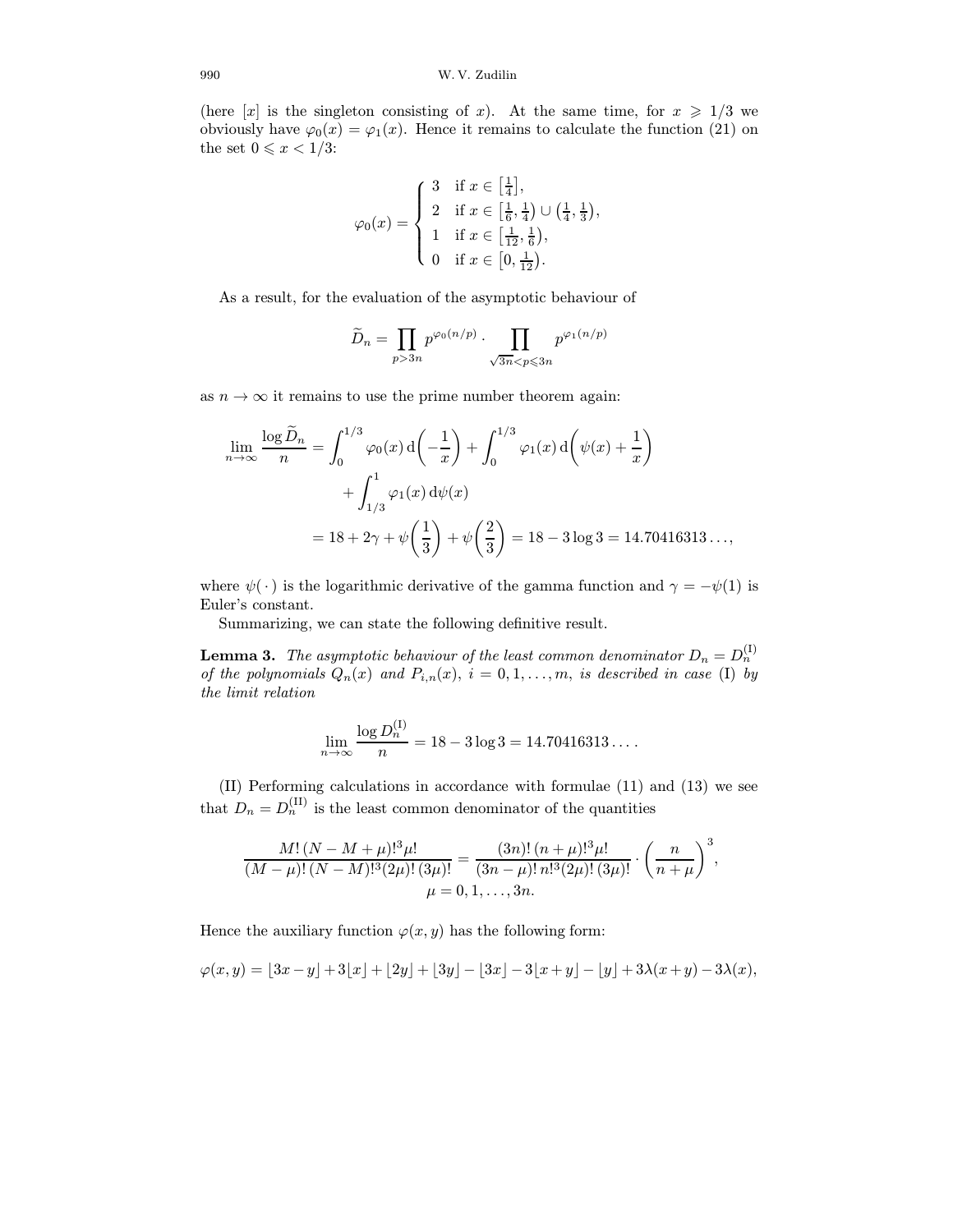(here $[x]$ is the singleton consisting of $x$). At the same time, for $x \geqslant 1/3$ we obviously have $\varphi_0(x) = \varphi_1(x)$. Hence it remains to calculate the function (21) on the set $0 \leqslant x < 1/3$:

$$\varphi_0(x) = \begin{cases} 3 & \text{if } x \in \left[\frac{1}{4}\right], \\ 2 & \text{if } x \in \left[\frac{1}{6}, \frac{1}{4}\right) \cup \left(\frac{1}{4}, \frac{1}{3}\right), \\ 1 & \text{if } x \in \left[\frac{1}{12}, \frac{1}{6}\right), \\ 0 & \text{if } x \in \left[0, \frac{1}{12}\right). \end{cases}$$

As a result, for the evaluation of the asymptotic behaviour of

$$\widetilde{D}_n = \prod_{p > 3n} p^{\varphi_0(n/p)} \cdot \prod_{\sqrt{3n} < p \leqslant 3n} p^{\varphi_1(n/p)}$$

as $n \to \infty$ it remains to use the prime number theorem again:

$$\begin{aligned} \lim_{n \to \infty} \frac{\log \widetilde{D}_n}{n} &= \int_0^{1/3} \varphi_0(x) \, \mathrm{d}\biggl(-\frac{1}{x}\biggr) + \int_0^{1/3} \varphi_1(x) \, \mathrm{d}\biggl(\psi(x) + \frac{1}{x}\biggr) \\ &\quad + \int_{1/3}^{1} \varphi_1(x) \, \mathrm{d}\psi(x) \\ &= 18 + 2\gamma + \psi\biggl(\frac{1}{3}\biggr) + \psi\biggl(\frac{2}{3}\biggr) = 18 - 3\log 3 = 14.70416313\ldots, \end{aligned}$$

where $\psi(\,\cdot\,)$ is the logarithmic derivative of the gamma function and $\gamma = -\psi(1)$ is Euler's constant.

Summarizing, we can state the following definitive result.

**Lemma 3.** *The asymptotic behaviour of the least common denominator $D_n = D_n^{(\mathrm{I})}$ of the polynomials $Q_n(x)$ and $P_{i,n}(x)$, $i = 0, 1, \ldots, m$, is described in case* (I) *by the limit relation*

$$\lim_{n \to \infty} \frac{\log D_n^{(\mathrm{I})}}{n} = 18 - 3\log 3 = 14.70416313\ldots.$$

(II) Performing calculations in accordance with formulae (11) and (13) we see that $D_n = D_n^{(\mathrm{II})}$ is the least common denominator of the quantities

$$\frac{M!\,(N - M + \mu)!^3 \mu!}{(M - \mu)!\,(N - M)!^3 (2\mu)!\,(3\mu)!} = \frac{(3n)!\,(n + \mu)!^3 \mu!}{(3n - \mu)!\,n!^3 (2\mu)!\,(3\mu)!} \cdot \biggl(\frac{n}{n + \mu}\biggr)^3,$$
$$\mu = 0, 1, \ldots, 3n.$$

Hence the auxiliary function $\varphi(x, y)$ has the following form:

$$\varphi(x, y) = \lfloor 3x - y \rfloor + 3\lfloor x \rfloor + \lfloor 2y \rfloor + \lfloor 3y \rfloor - \lfloor 3x \rfloor - 3\lfloor x + y \rfloor - \lfloor y \rfloor + 3\lambda(x + y) - 3\lambda(x),$$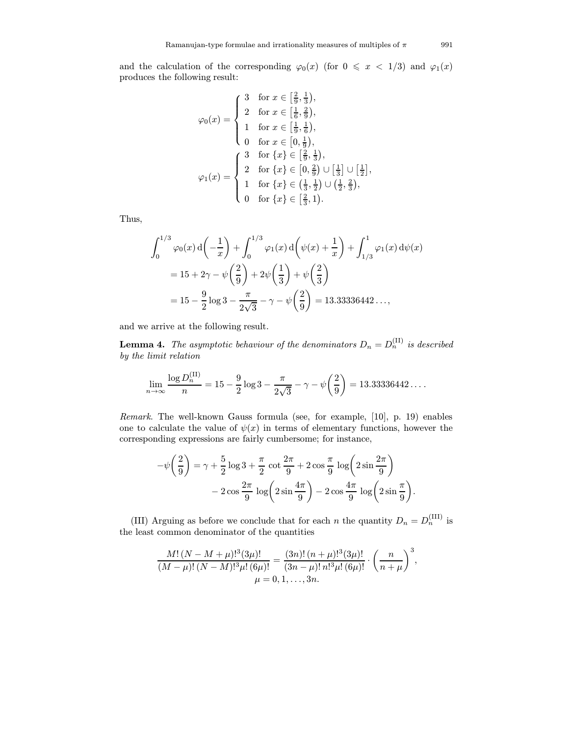and the calculation of the corresponding $\varphi_0(x)$ (for $0 \leqslant x < 1/3$) and $\varphi_1(x)$ produces the following result:

$$
\varphi_0(x) = \begin{cases} 3 & \text{for } x \in \left[\frac{2}{9}, \frac{1}{3}\right), \\ 2 & \text{for } x \in \left[\frac{1}{6}, \frac{2}{9}\right), \\ 1 & \text{for } x \in \left[\frac{1}{9}, \frac{1}{6}\right), \\ 0 & \text{for } x \in \left[0, \frac{1}{9}\right), \end{cases}
$$

$$
\varphi_1(x) = \begin{cases} 3 & \text{for } \{x\} \in \left[\frac{2}{9}, \frac{1}{3}\right), \\ 2 & \text{for } \{x\} \in \left[0, \frac{2}{9}\right) \cup \left[\frac{1}{3}\right] \cup \left[\frac{1}{2}\right], \\ 1 & \text{for } \{x\} \in \left(\frac{1}{3}, \frac{1}{2}\right) \cup \left(\frac{1}{2}, \frac{2}{3}\right), \\ 0 & \text{for } \{x\} \in \left[\frac{2}{3}, 1\right). \end{cases}
$$

Thus,

$$
\begin{aligned}
\int_0^{1/3} \varphi_0(x)\,\mathrm{d}\!\left(-\frac{1}{x}\right) &+ \int_0^{1/3} \varphi_1(x)\,\mathrm{d}\!\left(\psi(x) + \frac{1}{x}\right) + \int_{1/3}^{1} \varphi_1(x)\,\mathrm{d}\psi(x) \\
&= 15 + 2\gamma - \psi\!\left(\frac{2}{9}\right) + 2\psi\!\left(\frac{1}{3}\right) + \psi\!\left(\frac{2}{3}\right) \\
&= 15 - \frac{9}{2}\log 3 - \frac{\pi}{2\sqrt{3}} - \gamma - \psi\!\left(\frac{2}{9}\right) = 13.33336442\ldots,
\end{aligned}
$$

and we arrive at the following result.

**Lemma 4.** *The asymptotic behaviour of the denominators $D_n = D_n^{(\mathrm{II})}$ is described by the limit relation*

$$
\lim_{n\to\infty} \frac{\log D_n^{(\mathrm{II})}}{n} = 15 - \frac{9}{2}\log 3 - \frac{\pi}{2\sqrt{3}} - \gamma - \psi\!\left(\frac{2}{9}\right) = 13.33336442\ldots.
$$

*Remark*. The well-known Gauss formula (see, for example, [10], p. 19) enables one to calculate the value of $\psi(x)$ in terms of elementary functions, however the corresponding expressions are fairly cumbersome; for instance,

$$
\begin{aligned}
-\psi\!\left(\frac{2}{9}\right) = \gamma + \frac{5}{2}\log 3 + \frac{\pi}{2}\,\cot\frac{2\pi}{9} &+ 2\cos\frac{\pi}{9}\,\log\!\left(2\sin\frac{2\pi}{9}\right) \\
&- 2\cos\frac{2\pi}{9}\,\log\!\left(2\sin\frac{4\pi}{9}\right) - 2\cos\frac{4\pi}{9}\,\log\!\left(2\sin\frac{\pi}{9}\right).
\end{aligned}
$$

(III) Arguing as before we conclude that for each $n$ the quantity $D_n = D_n^{(\mathrm{III})}$ is the least common denominator of the quantities

$$
\frac{M!\,(N-M+\mu)!^3(3\mu)!}{(M-\mu)!\,(N-M)!^3\mu!\,(6\mu)!} = \frac{(3n)!\,(n+\mu)!^3(3\mu)!}{(3n-\mu)!\,n!^3\mu!\,(6\mu)!}\cdot\left(\frac{n}{n+\mu}\right)^3,
$$
$$
\mu = 0, 1, \ldots, 3n.
$$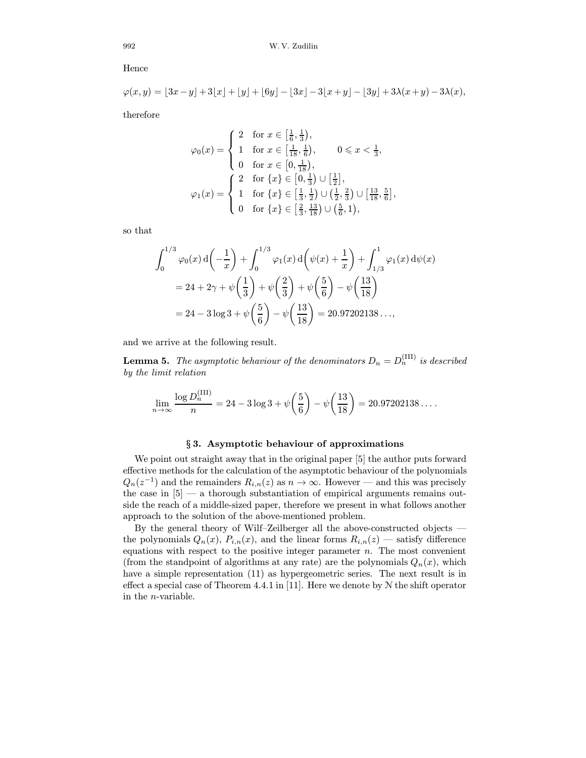Hence

$$\varphi(x,y) = \lfloor 3x-y\rfloor + 3\lfloor x\rfloor + \lfloor y\rfloor + \lfloor 6y\rfloor - \lfloor 3x\rfloor - 3\lfloor x+y\rfloor - \lfloor 3y\rfloor + 3\lambda(x+y) - 3\lambda(x),$$

therefore

$$\varphi_0(x) = \begin{cases} 2 & \text{for } x \in \left[\frac{1}{6}, \frac{1}{3}\right), \\ 1 & \text{for } x \in \left[\frac{1}{18}, \frac{1}{6}\right), \qquad 0 \leqslant x < \frac{1}{3}, \\ 0 & \text{for } x \in \left[0, \frac{1}{18}\right), \end{cases}$$

$$\varphi_1(x) = \begin{cases} 2 & \text{for } \{x\} \in \left[0, \frac{1}{3}\right) \cup \left[\frac{1}{2}\right], \\ 1 & \text{for } \{x\} \in \left[\frac{1}{3}, \frac{1}{2}\right) \cup \left(\frac{1}{2}, \frac{2}{3}\right) \cup \left[\frac{13}{18}, \frac{5}{6}\right], \\ 0 & \text{for } \{x\} \in \left[\frac{2}{3}, \frac{13}{18}\right) \cup \left(\frac{5}{6}, 1\right), \end{cases}$$

so that

$$\begin{aligned} \int_0^{1/3} \varphi_0(x)\, \mathrm{d}\biggl(-\frac{1}{x}\biggr) &+ \int_0^{1/3} \varphi_1(x)\, \mathrm{d}\biggl(\psi(x) + \frac{1}{x}\biggr) + \int_{1/3}^1 \varphi_1(x)\, \mathrm{d}\psi(x) \\ &= 24 + 2\gamma + \psi\biggl(\frac{1}{3}\biggr) + \psi\biggl(\frac{2}{3}\biggr) + \psi\biggl(\frac{5}{6}\biggr) - \psi\biggl(\frac{13}{18}\biggr) \\ &= 24 - 3\log 3 + \psi\biggl(\frac{5}{6}\biggr) - \psi\biggl(\frac{13}{18}\biggr) = 20.97202138\ldots, \end{aligned}$$

and we arrive at the following result.

**Lemma 5.** *The asymptotic behaviour of the denominators $D_n = D_n^{(\mathrm{III})}$ is described by the limit relation*

$$\lim_{n\to\infty} \frac{\log D_n^{(\mathrm{III})}}{n} = 24 - 3\log 3 + \psi\biggl(\frac{5}{6}\biggr) - \psi\biggl(\frac{13}{18}\biggr) = 20.97202138\ldots.$$

## § 3. Asymptotic behaviour of approximations

We point out straight away that in the original paper [5] the author puts forward effective methods for the calculation of the asymptotic behaviour of the polynomials $Q_n(z^{-1})$ and the remainders $R_{i,n}(z)$ as $n \to \infty$. However — and this was precisely the case in [5] — a thorough substantiation of empirical arguments remains outside the reach of a middle-sized paper, therefore we present in what follows another approach to the solution of the above-mentioned problem.

By the general theory of Wilf–Zeilberger all the above-constructed objects — the polynomials $Q_n(x)$, $P_{i,n}(x)$, and the linear forms $R_{i,n}(z)$ — satisfy difference equations with respect to the positive integer parameter $n$. The most convenient (from the standpoint of algorithms at any rate) are the polynomials $Q_n(x)$, which have a simple representation (11) as hypergeometric series. The next result is in effect a special case of Theorem 4.4.1 in [11]. Here we denote by $\mathcal{N}$ the shift operator in the $n$-variable.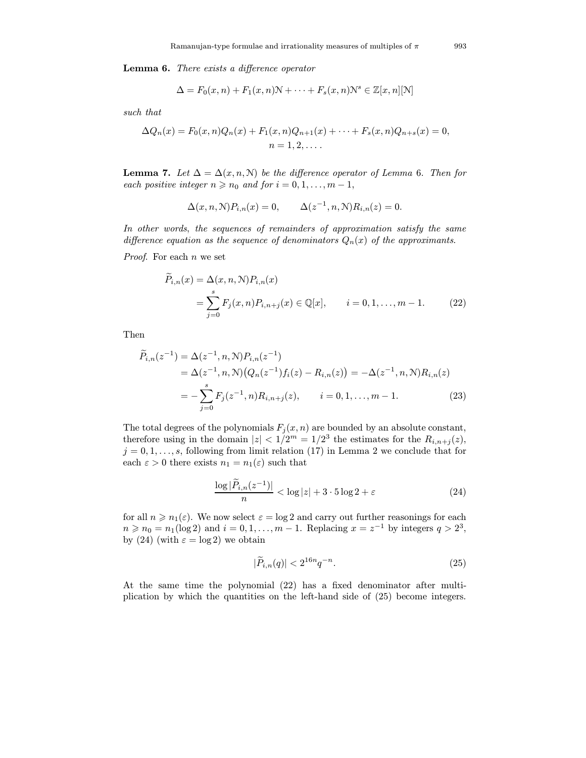**Lemma 6.** *There exists a difference operator*

$$\Delta = F_0(x,n) + F_1(x,n)\mathcal{N} + \cdots + F_s(x,n)\mathcal{N}^s \in \mathbb{Z}[x,n][\mathcal{N}]$$

*such that*

$$\Delta Q_n(x) = F_0(x,n)Q_n(x) + F_1(x,n)Q_{n+1}(x) + \cdots + F_s(x,n)Q_{n+s}(x) = 0, \qquad n = 1, 2, \dots.$$

**Lemma 7.** *Let $\Delta = \Delta(x, n, \mathcal{N})$ be the difference operator of Lemma 6. Then for each positive integer $n \geqslant n_0$ and for $i = 0, 1, \dots, m-1$,*

$$\Delta(x, n, \mathcal{N})P_{i,n}(x) = 0, \qquad \Delta(z^{-1}, n, \mathcal{N})R_{i,n}(z) = 0.$$

*In other words, the sequences of remainders of approximation satisfy the same difference equation as the sequence of denominators $Q_n(x)$ of the approximants.*

*Proof.* For each $n$ we set

$$\widetilde{P}_{i,n}(x) = \Delta(x, n, \mathcal{N})P_{i,n}(x) = \sum_{j=0}^{s} F_j(x,n)P_{i,n+j}(x) \in \mathbb{Q}[x], \qquad i = 0, 1, \dots, m-1. \tag{22}$$

Then

$$\begin{aligned}
\widetilde{P}_{i,n}(z^{-1}) &= \Delta(z^{-1}, n, \mathcal{N})P_{i,n}(z^{-1}) \\
&= \Delta(z^{-1}, n, \mathcal{N})\big(Q_n(z^{-1})f_i(z) - R_{i,n}(z)\big) = -\Delta(z^{-1}, n, \mathcal{N})R_{i,n}(z) \\
&= -\sum_{j=0}^{s} F_j(z^{-1}, n)R_{i,n+j}(z), \qquad i = 0, 1, \dots, m-1.
\end{aligned} \tag{23}$$

The total degrees of the polynomials $F_j(x,n)$ are bounded by an absolute constant, therefore using in the domain $|z| < 1/2^m = 1/2^3$ the estimates for the $R_{i,n+j}(z)$, $j = 0, 1, \dots, s$, following from limit relation (17) in Lemma 2 we conclude that for each $\varepsilon > 0$ there exists $n_1 = n_1(\varepsilon)$ such that

$$\frac{\log|\widetilde{P}_{i,n}(z^{-1})|}{n} < \log|z| + 3 \cdot 5 \log 2 + \varepsilon \tag{24}$$

for all $n \geqslant n_1(\varepsilon)$. We now select $\varepsilon = \log 2$ and carry out further reasonings for each $n \geqslant n_0 = n_1(\log 2)$ and $i = 0, 1, \dots, m-1$. Replacing $x = z^{-1}$ by integers $q > 2^3$, by (24) (with $\varepsilon = \log 2$) we obtain

$$|\widetilde{P}_{i,n}(q)| < 2^{16n}q^{-n}. \tag{25}$$

At the same time the polynomial (22) has a fixed denominator after multiplication by which the quantities on the left-hand side of (25) become integers.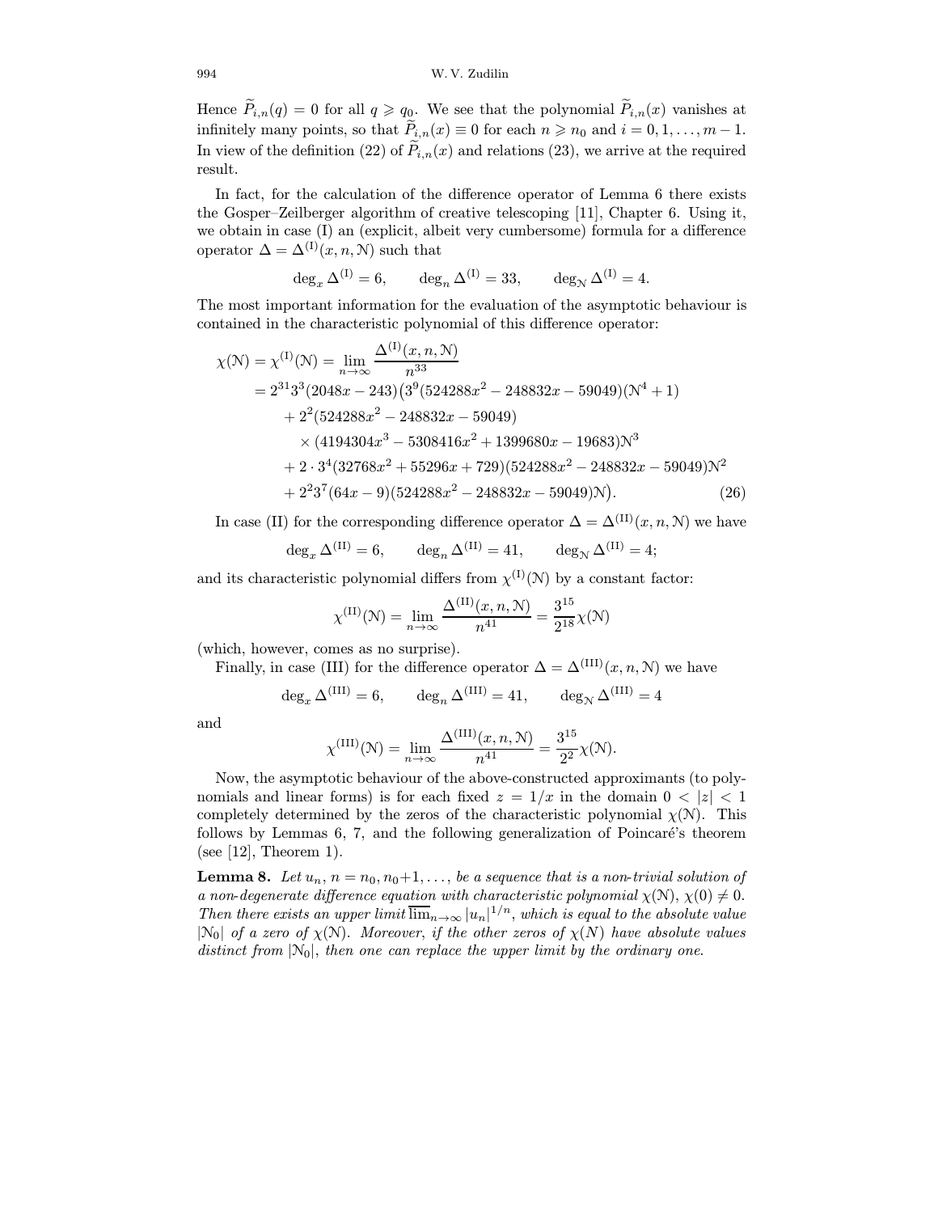Hence $\widetilde{P}_{i,n}(q) = 0$ for all $q \geqslant q_0$. We see that the polynomial $\widetilde{P}_{i,n}(x)$ vanishes at infinitely many points, so that $\widetilde{P}_{i,n}(x) \equiv 0$ for each $n \geqslant n_0$ and $i = 0, 1, \dots, m-1$. In view of the definition (22) of $\widetilde{P}_{i,n}(x)$ and relations (23), we arrive at the required result.

In fact, for the calculation of the difference operator of Lemma 6 there exists the Gosper–Zeilberger algorithm of creative telescoping [11], Chapter 6. Using it, we obtain in case (I) an (explicit, albeit very cumbersome) formula for a difference operator $\Delta = \Delta^{(\mathrm{I})}(x, n, \mathcal{N})$ such that

$$\deg_x \Delta^{(\mathrm{I})} = 6, \qquad \deg_n \Delta^{(\mathrm{I})} = 33, \qquad \deg_{\mathcal{N}} \Delta^{(\mathrm{I})} = 4.$$

The most important information for the evaluation of the asymptotic behaviour is contained in the characteristic polynomial of this difference operator:

$$\begin{aligned}
\chi(\mathcal{N}) = \chi^{(\mathrm{I})}(\mathcal{N}) &= \lim_{n\to\infty} \frac{\Delta^{(\mathrm{I})}(x, n, \mathcal{N})}{n^{33}} \\
&= 2^{31}3^3(2048x - 243)\big(3^9(524288x^2 - 248832x - 59049)(\mathcal{N}^4 + 1) \\
&\quad + 2^2(524288x^2 - 248832x - 59049) \\
&\quad \times (4194304x^3 - 5308416x^2 + 1399680x - 19683)\mathcal{N}^3 \\
&\quad + 2 \cdot 3^4(32768x^2 + 55296x + 729)(524288x^2 - 248832x - 59049)\mathcal{N}^2 \\
&\quad + 2^2 3^7(64x - 9)(524288x^2 - 248832x - 59049)\mathcal{N}\big).
\end{aligned} \tag{26}$$

In case (II) for the corresponding difference operator $\Delta = \Delta^{(\mathrm{II})}(x, n, \mathcal{N})$ we have

$$\deg_x \Delta^{(\mathrm{II})} = 6, \qquad \deg_n \Delta^{(\mathrm{II})} = 41, \qquad \deg_{\mathcal{N}} \Delta^{(\mathrm{II})} = 4;$$

and its characteristic polynomial differs from $\chi^{(\mathrm{I})}(\mathcal{N})$ by a constant factor:

$$\chi^{(\mathrm{II})}(\mathcal{N}) = \lim_{n\to\infty} \frac{\Delta^{(\mathrm{II})}(x, n, \mathcal{N})}{n^{41}} = \frac{3^{15}}{2^{18}} \chi(\mathcal{N})$$

(which, however, comes as no surprise).

Finally, in case (III) for the difference operator $\Delta = \Delta^{(\mathrm{III})}(x, n, \mathcal{N})$ we have

$$\deg_x \Delta^{(\mathrm{III})} = 6, \qquad \deg_n \Delta^{(\mathrm{III})} = 41, \qquad \deg_{\mathcal{N}} \Delta^{(\mathrm{III})} = 4$$

and

$$\chi^{(\mathrm{III})}(\mathcal{N}) = \lim_{n\to\infty} \frac{\Delta^{(\mathrm{III})}(x, n, \mathcal{N})}{n^{41}} = \frac{3^{15}}{2^2} \chi(\mathcal{N}).$$

Now, the asymptotic behaviour of the above-constructed approximants (to polynomials and linear forms) is for each fixed $z = 1/x$ in the domain $0 < |z| < 1$ completely determined by the zeros of the characteristic polynomial $\chi(\mathcal{N})$. This follows by Lemmas 6, 7, and the following generalization of Poincaré's theorem (see [12], Theorem 1).

**Lemma 8.** *Let $u_n$, $n = n_0, n_0+1, \dots$, be a sequence that is a non-trivial solution of a non-degenerate difference equation with characteristic polynomial $\chi(\mathcal{N})$, $\chi(0) \neq 0$. Then there exists an upper limit $\overline{\lim}_{n\to\infty} |u_n|^{1/n}$, which is equal to the absolute value $|\mathcal{N}_0|$ of a zero of $\chi(\mathcal{N})$. Moreover, if the other zeros of $\chi(N)$ have absolute values distinct from $|\mathcal{N}_0|$, then one can replace the upper limit by the ordinary one.*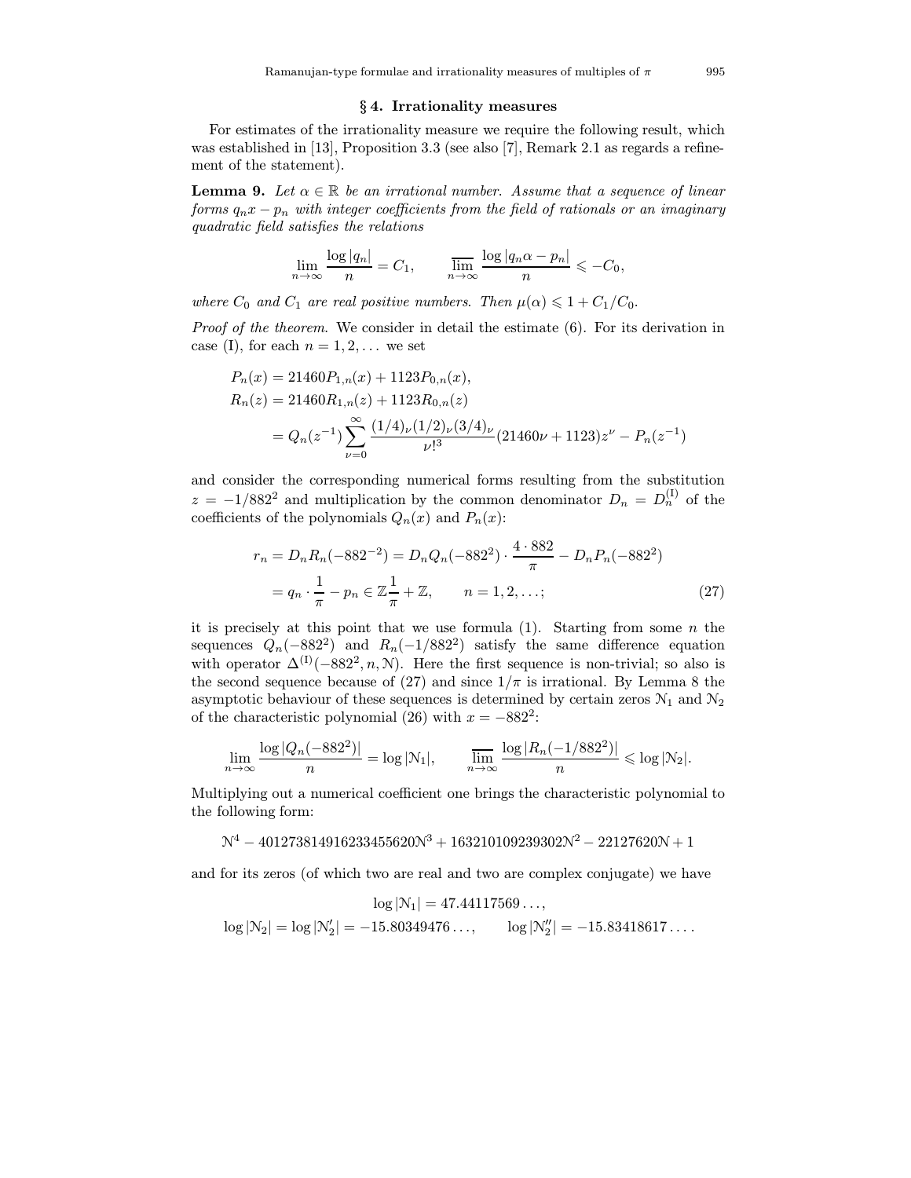## § 4. Irrationality measures

For estimates of the irrationality measure we require the following result, which was established in [13], Proposition 3.3 (see also [7], Remark 2.1 as regards a refinement of the statement).

**Lemma 9.** *Let $\alpha \in \mathbb{R}$ be an irrational number. Assume that a sequence of linear forms $q_n x - p_n$ with integer coefficients from the field of rationals or an imaginary quadratic field satisfies the relations*

$$\lim_{n\to\infty} \frac{\log|q_n|}{n} = C_1, \qquad \varlimsup_{n\to\infty} \frac{\log|q_n\alpha - p_n|}{n} \leqslant -C_0,$$

*where $C_0$ and $C_1$ are real positive numbers. Then $\mu(\alpha) \leqslant 1 + C_1/C_0$.*

*Proof of the theorem.* We consider in detail the estimate (6). For its derivation in case (I), for each $n = 1, 2, \dots$ we set

$$\begin{aligned}
P_n(x) &= 21460P_{1,n}(x) + 1123P_{0,n}(x), \\
R_n(z) &= 21460R_{1,n}(z) + 1123R_{0,n}(z) \\
&= Q_n(z^{-1}) \sum_{\nu=0}^{\infty} \frac{(1/4)_\nu (1/2)_\nu (3/4)_\nu}{\nu!^3} (21460\nu + 1123) z^\nu - P_n(z^{-1})
\end{aligned}$$

and consider the corresponding numerical forms resulting from the substitution $z = -1/882^2$ and multiplication by the common denominator $D_n = D_n^{(\mathrm{I})}$ of the coefficients of the polynomials $Q_n(x)$ and $P_n(x)$:

$$\begin{aligned}
r_n = D_n R_n(-882^{-2}) &= D_n Q_n(-882^2) \cdot \frac{4 \cdot 882}{\pi} - D_n P_n(-882^2) \\
&= q_n \cdot \frac{1}{\pi} - p_n \in \mathbb{Z}\frac{1}{\pi} + \mathbb{Z}, \qquad n = 1, 2, \dots;
\end{aligned} \tag{27}$$

it is precisely at this point that we use formula (1). Starting from some $n$ the sequences $Q_n(-882^2)$ and $R_n(-1/882^2)$ satisfy the same difference equation with operator $\Delta^{(\mathrm{I})}(-882^2, n, \mathcal{N})$. Here the first sequence is non-trivial; so also is the second sequence because of (27) and since $1/\pi$ is irrational. By Lemma 8 the asymptotic behaviour of these sequences is determined by certain zeros $\mathcal{N}_1$ and $\mathcal{N}_2$ of the characteristic polynomial (26) with $x = -882^2$:

$$\lim_{n\to\infty} \frac{\log|Q_n(-882^2)|}{n} = \log|\mathcal{N}_1|, \qquad \varlimsup_{n\to\infty} \frac{\log|R_n(-1/882^2)|}{n} \leqslant \log|\mathcal{N}_2|.$$

Multiplying out a numerical coefficient one brings the characteristic polynomial to the following form:

$$\mathcal{N}^4 - 401273814916233455620\mathcal{N}^3 + 163210109239302\mathcal{N}^2 - 22127620\mathcal{N} + 1$$

and for its zeros (of which two are real and two are complex conjugate) we have

$$\log|\mathcal{N}_1| = 47.44117569\dots,$$

$$\log|\mathcal{N}_2| = \log|\mathcal{N}_2'| = -15.80349476\dots, \qquad \log|\mathcal{N}_2''| = -15.83418617\dots.$$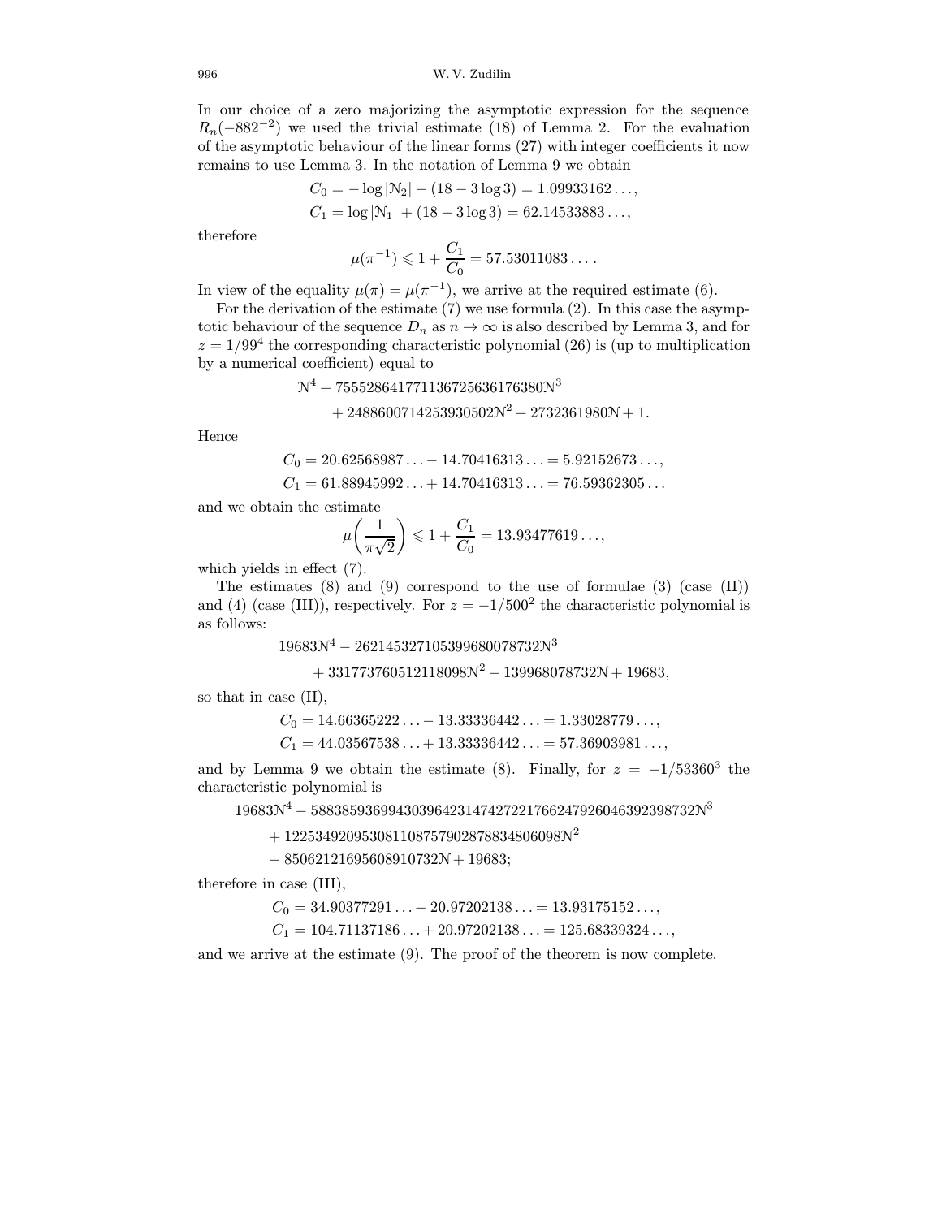In our choice of a zero majorizing the asymptotic expression for the sequence $R_n(-882^{-2})$ we used the trivial estimate (18) of Lemma 2. For the evaluation of the asymptotic behaviour of the linear forms (27) with integer coefficients it now remains to use Lemma 3. In the notation of Lemma 9 we obtain

$$C_0 = -\log|\mathcal{N}_2| - (18 - 3\log 3) = 1.09933162\ldots,$$
$$C_1 = \log|\mathcal{N}_1| + (18 - 3\log 3) = 62.14533883\ldots,$$

therefore

$$\mu(\pi^{-1}) \leqslant 1 + \frac{C_1}{C_0} = 57.53011083\ldots.$$

In view of the equality $\mu(\pi) = \mu(\pi^{-1})$, we arrive at the required estimate (6).

For the derivation of the estimate (7) we use formula (2). In this case the asymptotic behaviour of the sequence $D_n$ as $n \to \infty$ is also described by Lemma 3, and for $z = 1/99^4$ the corresponding characteristic polynomial (26) is (up to multiplication by a numerical coefficient) equal to

$$\mathcal{N}^4 + 755528641771136725636176380\mathcal{N}^3$$
$$+ 2488600714253930502\mathcal{N}^2 + 2732361980\mathcal{N} + 1.$$

Hence

$$C_0 = 20.62568987\ldots - 14.70416313\ldots = 5.92152673\ldots,$$
$$C_1 = 61.88945992\ldots + 14.70416313\ldots = 76.59362305\ldots$$

and we obtain the estimate

$$\mu\left(\frac{1}{\pi\sqrt{2}}\right) \leqslant 1 + \frac{C_1}{C_0} = 13.93477619\ldots,$$

which yields in effect (7).

The estimates (8) and (9) correspond to the use of formulae (3) (case (II)) and (4) (case (III)), respectively. For $z = -1/500^2$ the characteristic polynomial is as follows:

$$19683\mathcal{N}^4 - 262145327105399680078732\mathcal{N}^3$$
$$+ 331773760512118098\mathcal{N}^2 - 139968078732\mathcal{N} + 19683,$$

so that in case (II),

$$C_0 = 14.66365222\ldots - 13.33336442\ldots = 1.33028779\ldots,$$
$$C_1 = 44.03567538\ldots + 13.33336442\ldots = 57.36903981\ldots,$$

and by Lemma 9 we obtain the estimate (8). Finally, for $z = -1/53360^3$ the characteristic polynomial is

$$19683\mathcal{N}^4 - 588385936994303964231474272217662479260463923987 32\mathcal{N}^3$$
$$+ 1225349209530811087579028788348060 98\mathcal{N}^2$$
$$- 850621216956089107 32\mathcal{N} + 19683;$$

therefore in case (III),

$$C_0 = 34.90377291\ldots - 20.97202138\ldots = 13.93175152\ldots,$$
$$C_1 = 104.71137186\ldots + 20.97202138\ldots = 125.68339324\ldots,$$

and we arrive at the estimate (9). The proof of the theorem is now complete.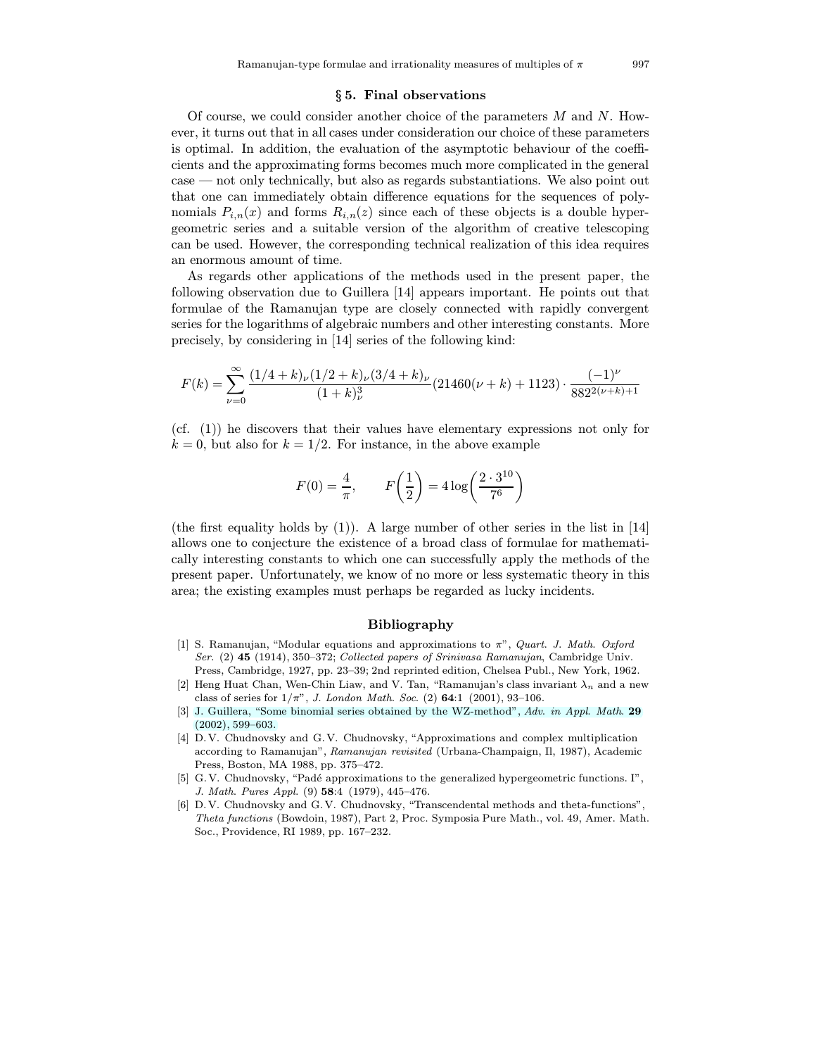## § 5. Final observations

Of course, we could consider another choice of the parameters $M$ and $N$. However, it turns out that in all cases under consideration our choice of these parameters is optimal. In addition, the evaluation of the asymptotic behaviour of the coefficients and the approximating forms becomes much more complicated in the general case — not only technically, but also as regards substantiations. We also point out that one can immediately obtain difference equations for the sequences of polynomials $P_{i,n}(x)$ and forms $R_{i,n}(z)$ since each of these objects is a double hypergeometric series and a suitable version of the algorithm of creative telescoping can be used. However, the corresponding technical realization of this idea requires an enormous amount of time.

As regards other applications of the methods used in the present paper, the following observation due to Guillera [14] appears important. He points out that formulae of the Ramanujan type are closely connected with rapidly convergent series for the logarithms of algebraic numbers and other interesting constants. More precisely, by considering in [14] series of the following kind:

$$F(k) = \sum_{\nu=0}^{\infty} \frac{(1/4+k)_\nu (1/2+k)_\nu (3/4+k)_\nu}{(1+k)_\nu^3} (21460(\nu+k)+1123) \cdot \frac{(-1)^\nu}{882^{2(\nu+k)+1}}$$

(cf. (1)) he discovers that their values have elementary expressions not only for $k=0$, but also for $k=1/2$. For instance, in the above example

$$F(0) = \frac{4}{\pi}, \qquad F\left(\frac{1}{2}\right) = 4\log\left(\frac{2\cdot 3^{10}}{7^6}\right)$$

(the first equality holds by (1)). A large number of other series in the list in [14] allows one to conjecture the existence of a broad class of formulae for mathematically interesting constants to which one can successfully apply the methods of the present paper. Unfortunately, we know of no more or less systematic theory in this area; the existing examples must perhaps be regarded as lucky incidents.

## Bibliography

[1] S. Ramanujan, "Modular equations and approximations to $\pi$", *Quart. J. Math. Oxford Ser.* (2) **45** (1914), 350–372; *Collected papers of Srinivasa Ramanujan*, Cambridge Univ. Press, Cambridge, 1927, pp. 23–39; 2nd reprinted edition, Chelsea Publ., New York, 1962.

[2] Heng Huat Chan, Wen-Chin Liaw, and V. Tan, "Ramanujan's class invariant $\lambda_n$ and a new class of series for $1/\pi$", *J. London Math. Soc.* (2) **64**:1 (2001), 93–106.

[3] J. Guillera, "Some binomial series obtained by the WZ-method", *Adv. in Appl. Math.* **29** (2002), 599–603.

[4] D. V. Chudnovsky and G. V. Chudnovsky, "Approximations and complex multiplication according to Ramanujan", *Ramanujan revisited* (Urbana-Champaign, Il, 1987), Academic Press, Boston, MA 1988, pp. 375–472.

[5] G. V. Chudnovsky, "Padé approximations to the generalized hypergeometric functions. I", *J. Math. Pures Appl.* (9) **58**:4 (1979), 445–476.

[6] D. V. Chudnovsky and G. V. Chudnovsky, "Transcendental methods and theta-functions", *Theta functions* (Bowdoin, 1987), Part 2, Proc. Symposia Pure Math., vol. 49, Amer. Math. Soc., Providence, RI 1989, pp. 167–232.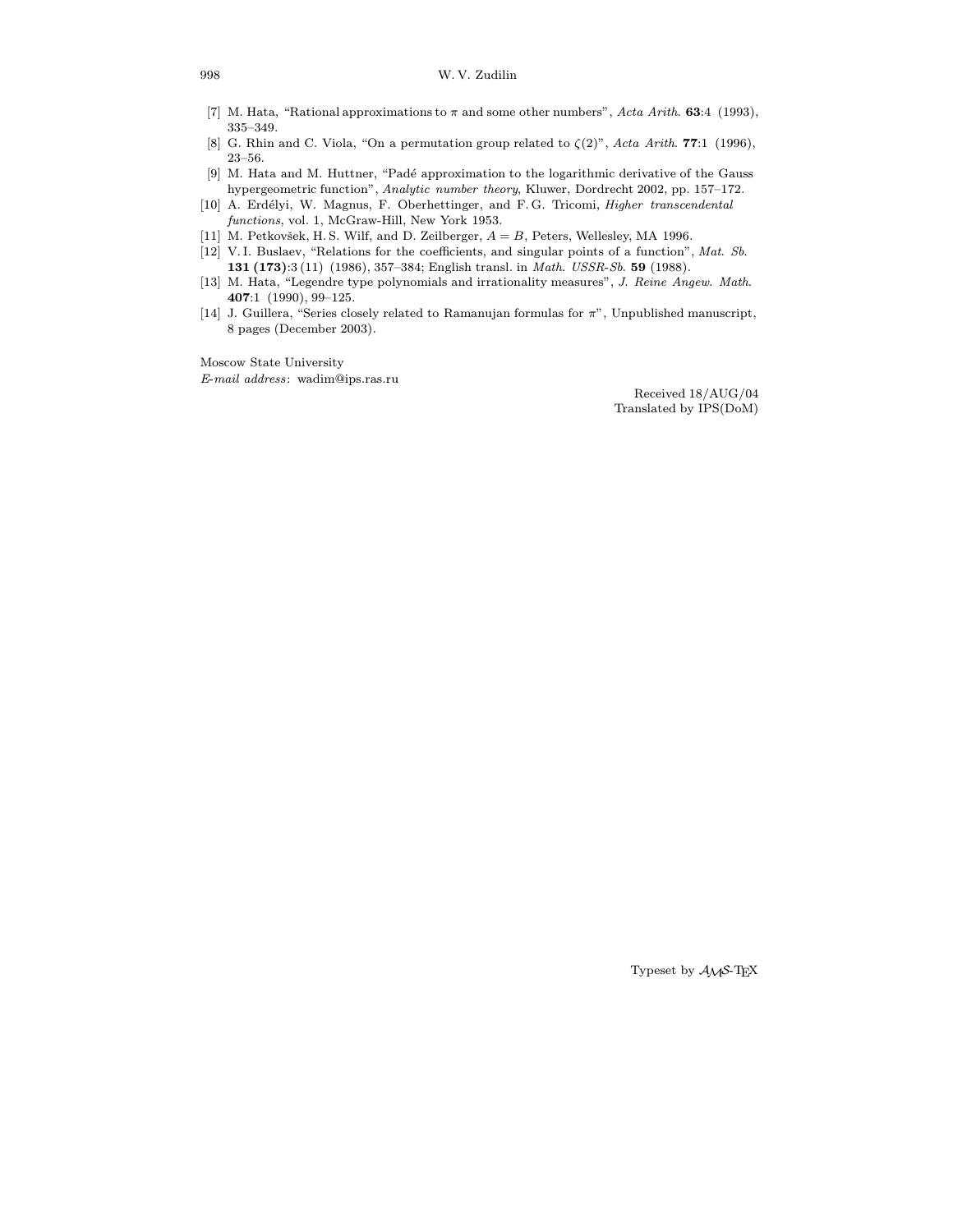[7] M. Hata, "Rational approximations to $\pi$ and some other numbers", *Acta Arith.* **63**:4 (1993), 335–349.

[8] G. Rhin and C. Viola, "On a permutation group related to $\zeta(2)$", *Acta Arith.* **77**:1 (1996), 23–56.

[9] M. Hata and M. Huttner, "Padé approximation to the logarithmic derivative of the Gauss hypergeometric function", *Analytic number theory*, Kluwer, Dordrecht 2002, pp. 157–172.

[10] A. Erdélyi, W. Magnus, F. Oberhettinger, and F. G. Tricomi, *Higher transcendental functions*, vol. 1, McGraw-Hill, New York 1953.

[11] M. Petkovšek, H. S. Wilf, and D. Zeilberger, $A = B$, Peters, Wellesley, MA 1996.

[12] V. I. Buslaev, "Relations for the coefficients, and singular points of a function", *Mat. Sb.* **131 (173)**:3 (11) (1986), 357–384; English transl. in *Math. USSR-Sb.* **59** (1988).

[13] M. Hata, "Legendre type polynomials and irrationality measures", *J. Reine Angew. Math.* **407**:1 (1990), 99–125.

[14] J. Guillera, "Series closely related to Ramanujan formulas for $\pi$", Unpublished manuscript, 8 pages (December 2003).

Moscow State University
*E-mail address*: wadim@ips.ras.ru

Received 18/AUG/04
Translated by IPS(DoM)

Typeset by $\mathcal{AMS}$-TEX